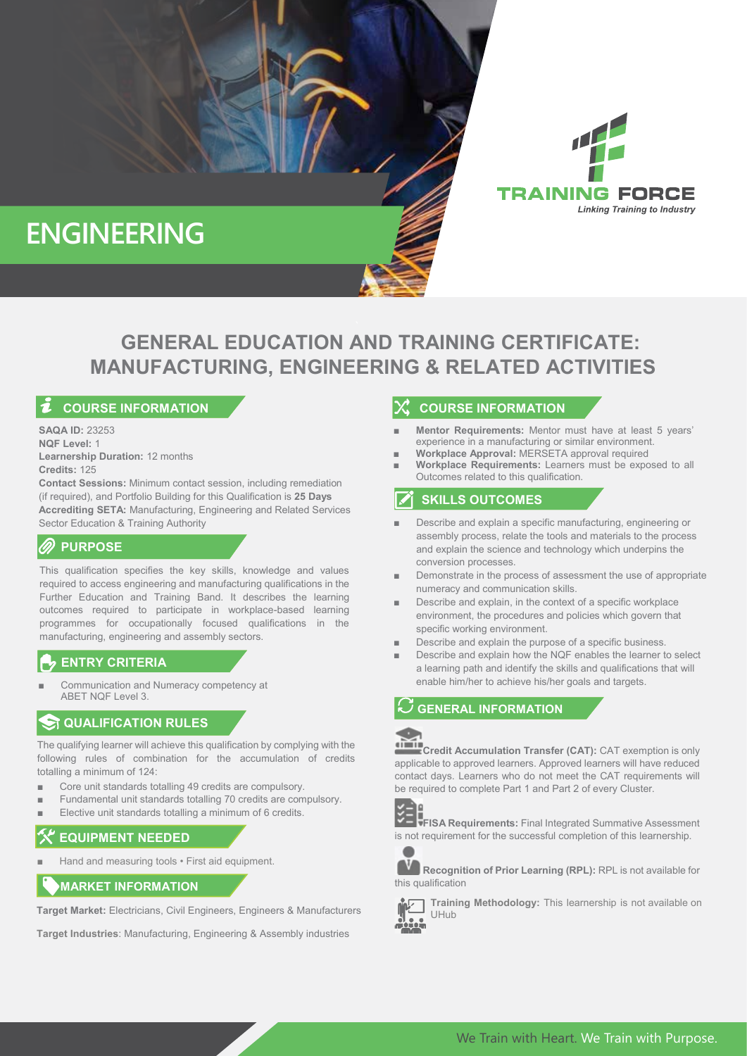# ENGINEERING

TRAINING FORCE
*Linking Training to Industry*

## GENERAL EDUCATION AND TRAINING CERTIFICATE: MANUFACTURING, ENGINEERING & RELATED ACTIVITIES

### COURSE INFORMATION

**SAQA ID:** 23253
**NQF Level:** 1
**Learnership Duration:** 12 months
**Credits:** 125
**Contact Sessions:** Minimum contact session, including remediation (if required), and Portfolio Building for this Qualification is **25 Days**
**Accrediting SETA:** Manufacturing, Engineering and Related Services Sector Education & Training Authority

### PURPOSE

This qualification specifies the key skills, knowledge and values required to access engineering and manufacturing qualifications in the Further Education and Training Band. It describes the learning outcomes required to participate in workplace-based learning programmes for occupationally focused qualifications in the manufacturing, engineering and assembly sectors.

### ENTRY CRITERIA

- Communication and Numeracy competency at ABET NQF Level 3.

### QUALIFICATION RULES

The qualifying learner will achieve this qualification by complying with the following rules of combination for the accumulation of credits totalling a minimum of 124:

- Core unit standards totalling 49 credits are compulsory.
- Fundamental unit standards totalling 70 credits are compulsory.
- Elective unit standards totalling a minimum of 6 credits.

### EQUIPMENT NEEDED

- Hand and measuring tools • First aid equipment.

### MARKET INFORMATION

**Target Market:** Electricians, Civil Engineers, Engineers & Manufacturers

**Target Industries**: Manufacturing, Engineering & Assembly industries

### COURSE INFORMATION

- **Mentor Requirements:** Mentor must have at least 5 years' experience in a manufacturing or similar environment.
- **Workplace Approval:** MERSETA approval required
- **Workplace Requirements:** Learners must be exposed to all Outcomes related to this qualification.

### SKILLS OUTCOMES

- Describe and explain a specific manufacturing, engineering or assembly process, relate the tools and materials to the process and explain the science and technology which underpins the conversion processes.
- Demonstrate in the process of assessment the use of appropriate numeracy and communication skills.
- Describe and explain, in the context of a specific workplace environment, the procedures and policies which govern that specific working environment.
- Describe and explain the purpose of a specific business.
- Describe and explain how the NQF enables the learner to select a learning path and identify the skills and qualifications that will enable him/her to achieve his/her goals and targets.

### GENERAL INFORMATION

**Credit Accumulation Transfer (CAT):** CAT exemption is only applicable to approved learners. Approved learners will have reduced contact days. Learners who do not meet the CAT requirements will be required to complete Part 1 and Part 2 of every Cluster.

**FISA Requirements:** Final Integrated Summative Assessment is not requirement for the successful completion of this learnership.

**Recognition of Prior Learning (RPL):** RPL is not available for this qualification

**Training Methodology:** This learnership is not available on UHub

We Train with Heart. We Train with Purpose.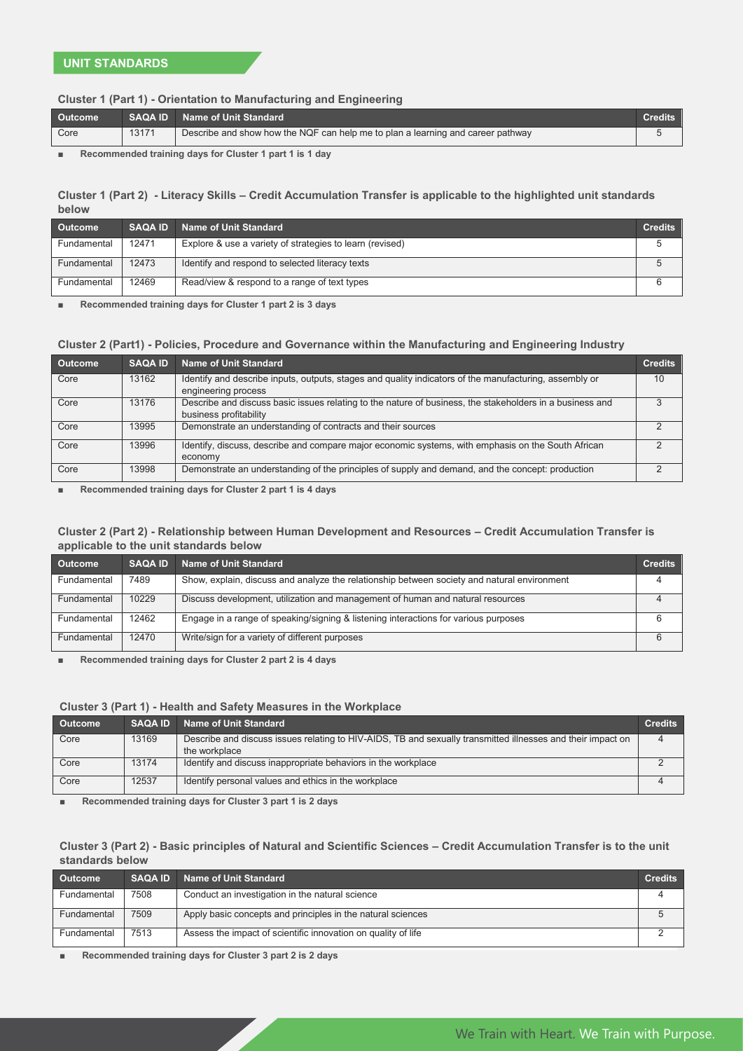## UNIT STANDARDS

### Cluster 1 (Part 1) - Orientation to Manufacturing and Engineering

| Outcome | SAQA ID | Name of Unit Standard | Credits |
|---|---|---|---|
| Core | 13171 | Describe and show how the NQF can help me to plan a learning and career pathway | 5 |

- **Recommended training days for Cluster 1 part 1 is 1 day**

### Cluster 1 (Part 2) - Literacy Skills – Credit Accumulation Transfer is applicable to the highlighted unit standards below

| Outcome | SAQA ID | Name of Unit Standard | Credits |
|---|---|---|---|
| Fundamental | 12471 | Explore & use a variety of strategies to learn (revised) | 5 |
| Fundamental | 12473 | Identify and respond to selected literacy texts | 5 |
| Fundamental | 12469 | Read/view & respond to a range of text types | 6 |

- **Recommended training days for Cluster 1 part 2 is 3 days**

### Cluster 2 (Part1) - Policies, Procedure and Governance within the Manufacturing and Engineering Industry

| Outcome | SAQA ID | Name of Unit Standard | Credits |
|---|---|---|---|
| Core | 13162 | Identify and describe inputs, outputs, stages and quality indicators of the manufacturing, assembly or engineering process | 10 |
| Core | 13176 | Describe and discuss basic issues relating to the nature of business, the stakeholders in a business and business profitability | 3 |
| Core | 13995 | Demonstrate an understanding of contracts and their sources | 2 |
| Core | 13996 | Identify, discuss, describe and compare major economic systems, with emphasis on the South African economy | 2 |
| Core | 13998 | Demonstrate an understanding of the principles of supply and demand, and the concept: production | 2 |

- **Recommended training days for Cluster 2 part 1 is 4 days**

### Cluster 2 (Part 2) - Relationship between Human Development and Resources – Credit Accumulation Transfer is applicable to the unit standards below

| Outcome | SAQA ID | Name of Unit Standard | Credits |
|---|---|---|---|
| Fundamental | 7489 | Show, explain, discuss and analyze the relationship between society and natural environment | 4 |
| Fundamental | 10229 | Discuss development, utilization and management of human and natural resources | 4 |
| Fundamental | 12462 | Engage in a range of speaking/signing & listening interactions for various purposes | 6 |
| Fundamental | 12470 | Write/sign for a variety of different purposes | 6 |

- **Recommended training days for Cluster 2 part 2 is 4 days**

### Cluster 3 (Part 1) - Health and Safety Measures in the Workplace

| Outcome | SAQA ID | Name of Unit Standard | Credits |
|---|---|---|---|
| Core | 13169 | Describe and discuss issues relating to HIV-AIDS, TB and sexually transmitted illnesses and their impact on the workplace | 4 |
| Core | 13174 | Identify and discuss inappropriate behaviors in the workplace | 2 |
| Core | 12537 | Identify personal values and ethics in the workplace | 4 |

- **Recommended training days for Cluster 3 part 1 is 2 days**

### Cluster 3 (Part 2) - Basic principles of Natural and Scientific Sciences – Credit Accumulation Transfer is to the unit standards below

| Outcome | SAQA ID | Name of Unit Standard | Credits |
|---|---|---|---|
| Fundamental | 7508 | Conduct an investigation in the natural science | 4 |
| Fundamental | 7509 | Apply basic concepts and principles in the natural sciences | 5 |
| Fundamental | 7513 | Assess the impact of scientific innovation on quality of life | 2 |

- **Recommended training days for Cluster 3 part 2 is 2 days**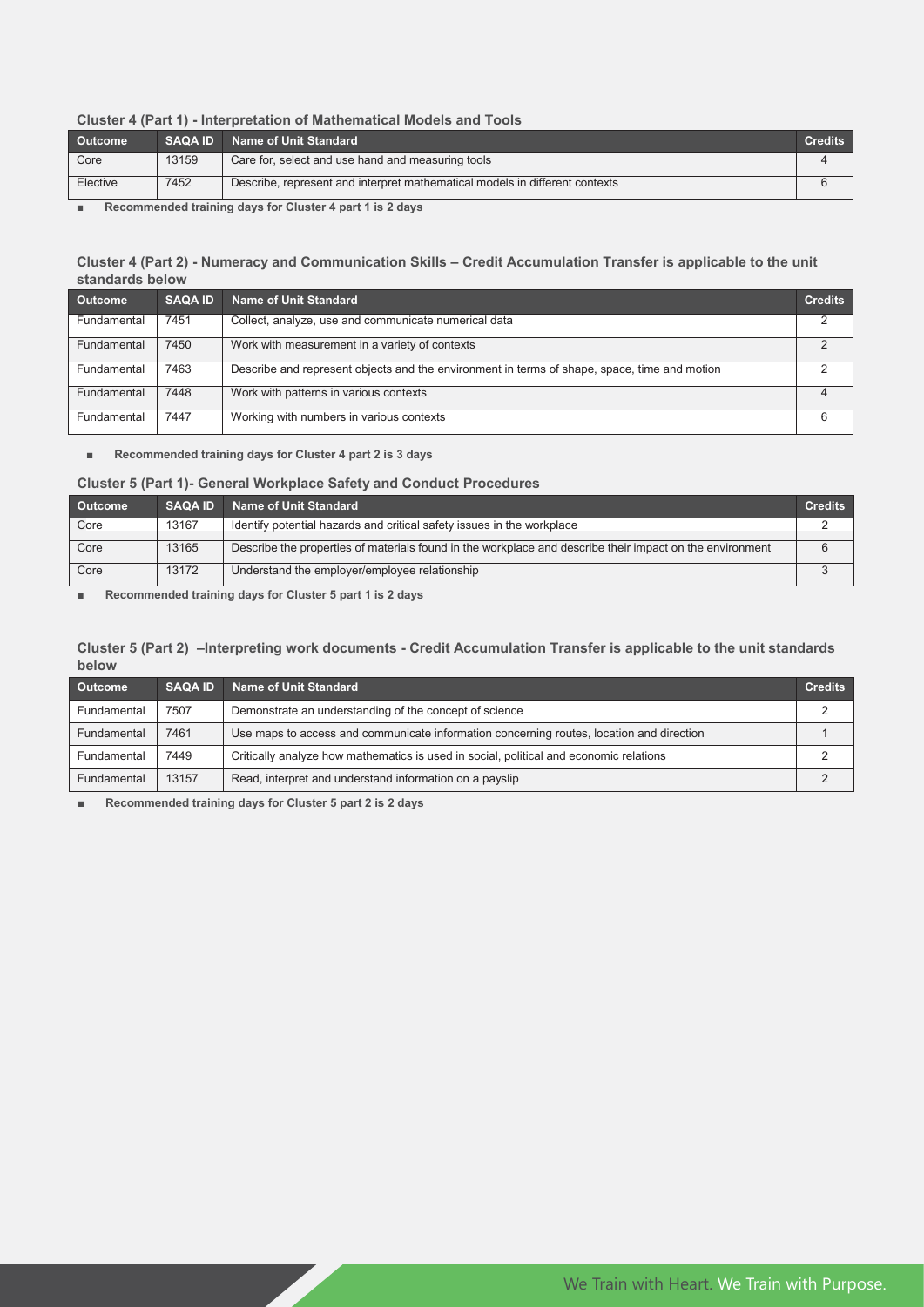### Cluster 4 (Part 1) - Interpretation of Mathematical Models and Tools

| Outcome | SAQA ID | Name of Unit Standard | Credits |
|---|---|---|---|
| Core | 13159 | Care for, select and use hand and measuring tools | 4 |
| Elective | 7452 | Describe, represent and interpret mathematical models in different contexts | 6 |

- **Recommended training days for Cluster 4 part 1 is 2 days**

### Cluster 4 (Part 2) - Numeracy and Communication Skills – Credit Accumulation Transfer is applicable to the unit standards below

| Outcome | SAQA ID | Name of Unit Standard | Credits |
|---|---|---|---|
| Fundamental | 7451 | Collect, analyze, use and communicate numerical data | 2 |
| Fundamental | 7450 | Work with measurement in a variety of contexts | 2 |
| Fundamental | 7463 | Describe and represent objects and the environment in terms of shape, space, time and motion | 2 |
| Fundamental | 7448 | Work with patterns in various contexts | 4 |
| Fundamental | 7447 | Working with numbers in various contexts | 6 |

- **Recommended training days for Cluster 4 part 2 is 3 days**

### Cluster 5 (Part 1)- General Workplace Safety and Conduct Procedures

| Outcome | SAQA ID | Name of Unit Standard | Credits |
|---|---|---|---|
| Core | 13167 | Identify potential hazards and critical safety issues in the workplace | 2 |
| Core | 13165 | Describe the properties of materials found in the workplace and describe their impact on the environment | 6 |
| Core | 13172 | Understand the employer/employee relationship | 3 |

- **Recommended training days for Cluster 5 part 1 is 2 days**

### Cluster 5 (Part 2) –Interpreting work documents - Credit Accumulation Transfer is applicable to the unit standards below

| Outcome | SAQA ID | Name of Unit Standard | Credits |
|---|---|---|---|
| Fundamental | 7507 | Demonstrate an understanding of the concept of science | 2 |
| Fundamental | 7461 | Use maps to access and communicate information concerning routes, location and direction | 1 |
| Fundamental | 7449 | Critically analyze how mathematics is used in social, political and economic relations | 2 |
| Fundamental | 13157 | Read, interpret and understand information on a payslip | 2 |

- **Recommended training days for Cluster 5 part 2 is 2 days**